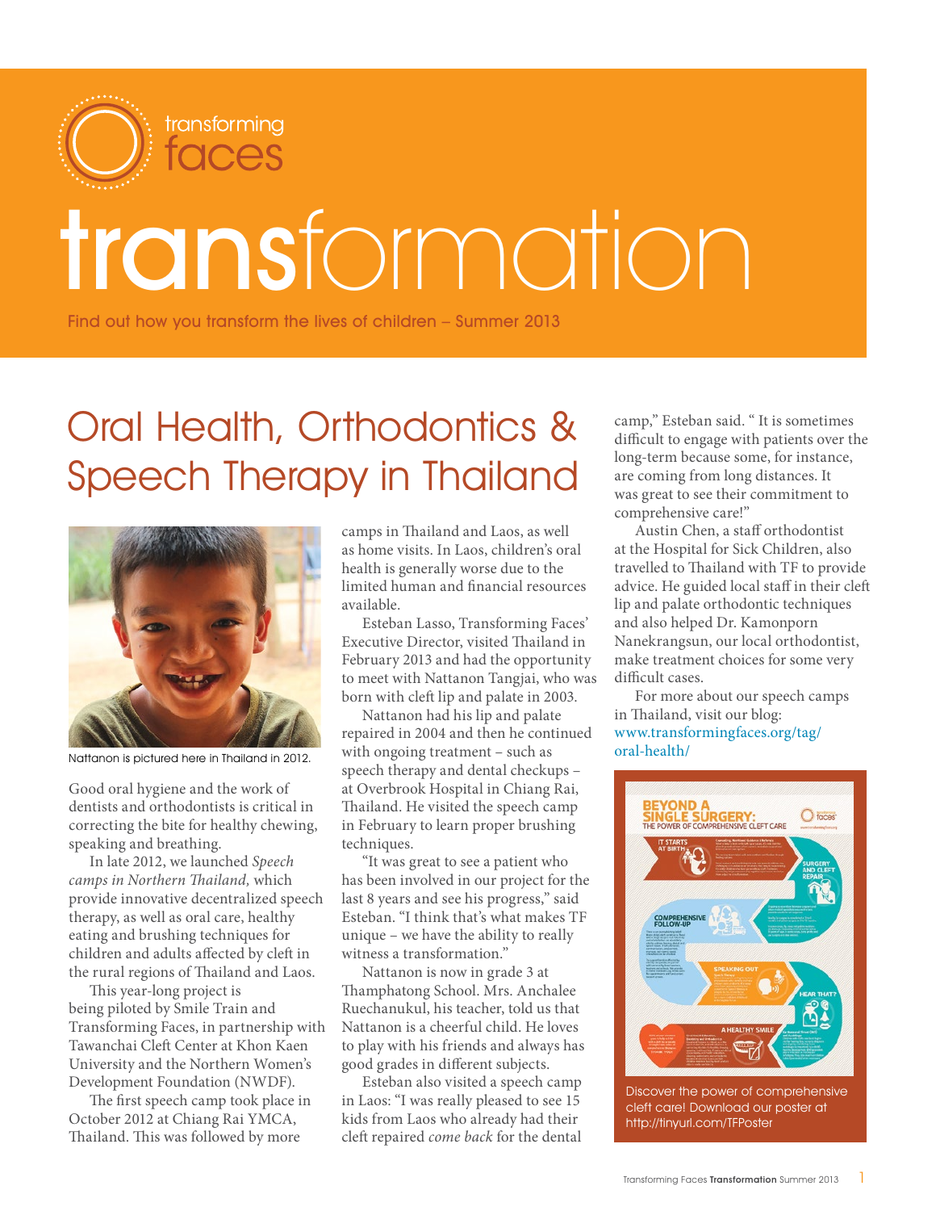transforming faces

# transformation

Find out how you transform the lives of children – Summer 2013

## Oral Health, Orthodontics & Speech Therapy in Thailand

Nattanon is pictured here in Thailand in 2012.

Good oral hygiene and the work of dentists and orthodontists is critical in correcting the bite for healthy chewing, speaking and breathing.

In late 2012, we launched *Speech camps in Northern Thailand,* which provide innovative decentralized speech therapy, as well as oral care, healthy eating and brushing techniques for children and adults affected by cleft in the rural regions of Thailand and Laos.

This year-long project is being piloted by Smile Train and Transforming Faces, in partnership with Tawanchai Cleft Center at Khon Kaen University and the Northern Women's Development Foundation (NWDF).

The first speech camp took place in October 2012 at Chiang Rai YMCA, Thailand. This was followed by more camps in Thailand and Laos, as well as home visits. In Laos, children's oral health is generally worse due to the limited human and financial resources available.

Esteban Lasso, Transforming Faces' Executive Director, visited Thailand in February 2013 and had the opportunity to meet with Nattanon Tangjai, who was born with cleft lip and palate in 2003.

Nattanon had his lip and palate repaired in 2004 and then he continued with ongoing treatment – such as speech therapy and dental checkups – at Overbrook Hospital in Chiang Rai, Thailand. He visited the speech camp in February to learn proper brushing techniques.

"It was great to see a patient who has been involved in our project for the last 8 years and see his progress," said Esteban. "I think that's what makes TF unique – we have the ability to really witness a transformation."

Nattanon is now in grade 3 at Thamphatong School. Mrs. Anchalee Ruechanukul, his teacher, told us that Nattanon is a cheerful child. He loves to play with his friends and always has good grades in different subjects.

Esteban also visited a speech camp in Laos: "I was really pleased to see 15 kids from Laos who already had their cleft repaired *come back* for the dental camp," Esteban said. " It is sometimes difficult to engage with patients over the long-term because some, for instance, are coming from long distances. It was great to see their commitment to comprehensive care!"

Austin Chen, a staff orthodontist at the Hospital for Sick Children, also travelled to Thailand with TF to provide advice. He guided local staff in their cleft lip and palate orthodontic techniques and also helped Dr. Kamonporn Nanekrangsun, our local orthodontist, make treatment choices for some very difficult cases.

For more about our speech camps in Thailand, visit our blog: www.transformingfaces.org/tag/oral-health/

Discover the power of comprehensive cleft care! Download our poster at http://tinyurl.com/TFPoster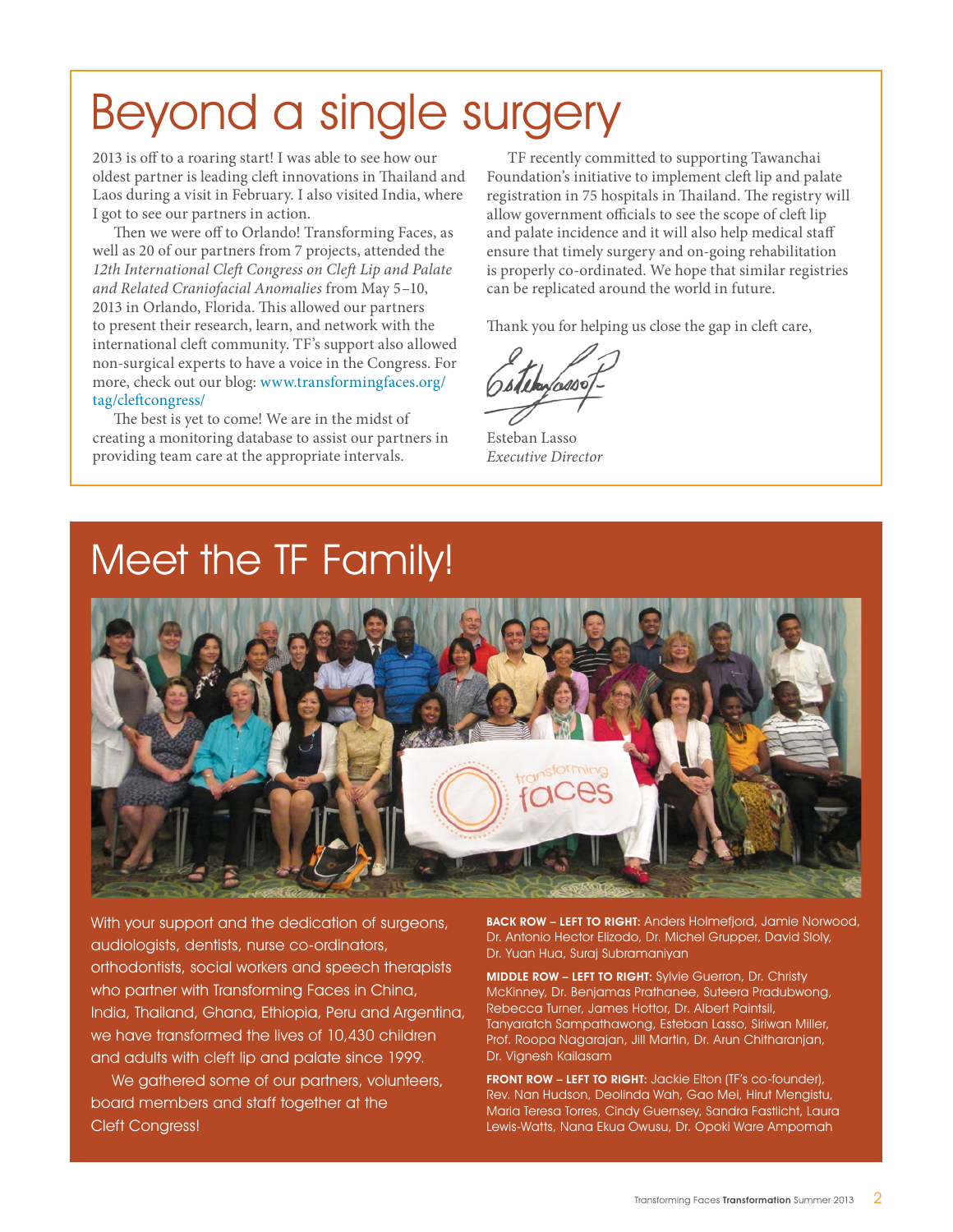# Beyond a single surgery

2013 is off to a roaring start! I was able to see how our oldest partner is leading cleft innovations in Thailand and Laos during a visit in February. I also visited India, where I got to see our partners in action.

Then we were off to Orlando! Transforming Faces, as well as 20 of our partners from 7 projects, attended the *12th International Cleft Congress on Cleft Lip and Palate and Related Craniofacial Anomalies* from May 5–10, 2013 in Orlando, Florida. This allowed our partners to present their research, learn, and network with the international cleft community. TF's support also allowed non-surgical experts to have a voice in the Congress. For more, check out our blog: www.transformingfaces.org/tag/cleftcongress/

The best is yet to come! We are in the midst of creating a monitoring database to assist our partners in providing team care at the appropriate intervals.

TF recently committed to supporting Tawanchai Foundation's initiative to implement cleft lip and palate registration in 75 hospitals in Thailand. The registry will allow government officials to see the scope of cleft lip and palate incidence and it will also help medical staff ensure that timely surgery and on-going rehabilitation is properly co-ordinated. We hope that similar registries can be replicated around the world in future.

Thank you for helping us close the gap in cleft care,

Esteban Lasso
*Executive Director*

# Meet the TF Family!

With your support and the dedication of surgeons, audiologists, dentists, nurse co-ordinators, orthodontists, social workers and speech therapists who partner with Transforming Faces in China, India, Thailand, Ghana, Ethiopia, Peru and Argentina, we have transformed the lives of 10,430 children and adults with cleft lip and palate since 1999.

We gathered some of our partners, volunteers, board members and staff together at the Cleft Congress!

**BACK ROW – LEFT TO RIGHT:** Anders Holmefjord, Jamie Norwood, Dr. Antonio Hector Elizodo, Dr. Michel Grupper, David Sloly, Dr. Yuan Hua, Suraj Subramaniyan

**MIDDLE ROW – LEFT TO RIGHT:** Sylvie Guerron, Dr. Christy McKinney, Dr. Benjamas Prathanee, Suteera Pradubwong, Rebecca Turner, James Hottor, Dr. Albert Paintsil, Tanyaratch Sampathawong, Esteban Lasso, Siriwan Miller, Prof. Roopa Nagarajan, Jill Martin, Dr. Arun Chitharanjan, Dr. Vignesh Kailasam

**FRONT ROW – LEFT TO RIGHT:** Jackie Elton (TF's co-founder), Rev. Nan Hudson, Deolinda Wah, Gao Mei, Hirut Mengistu, Maria Teresa Torres, Cindy Guernsey, Sandra Fastlicht, Laura Lewis-Watts, Nana Ekua Owusu, Dr. Opoki Ware Ampomah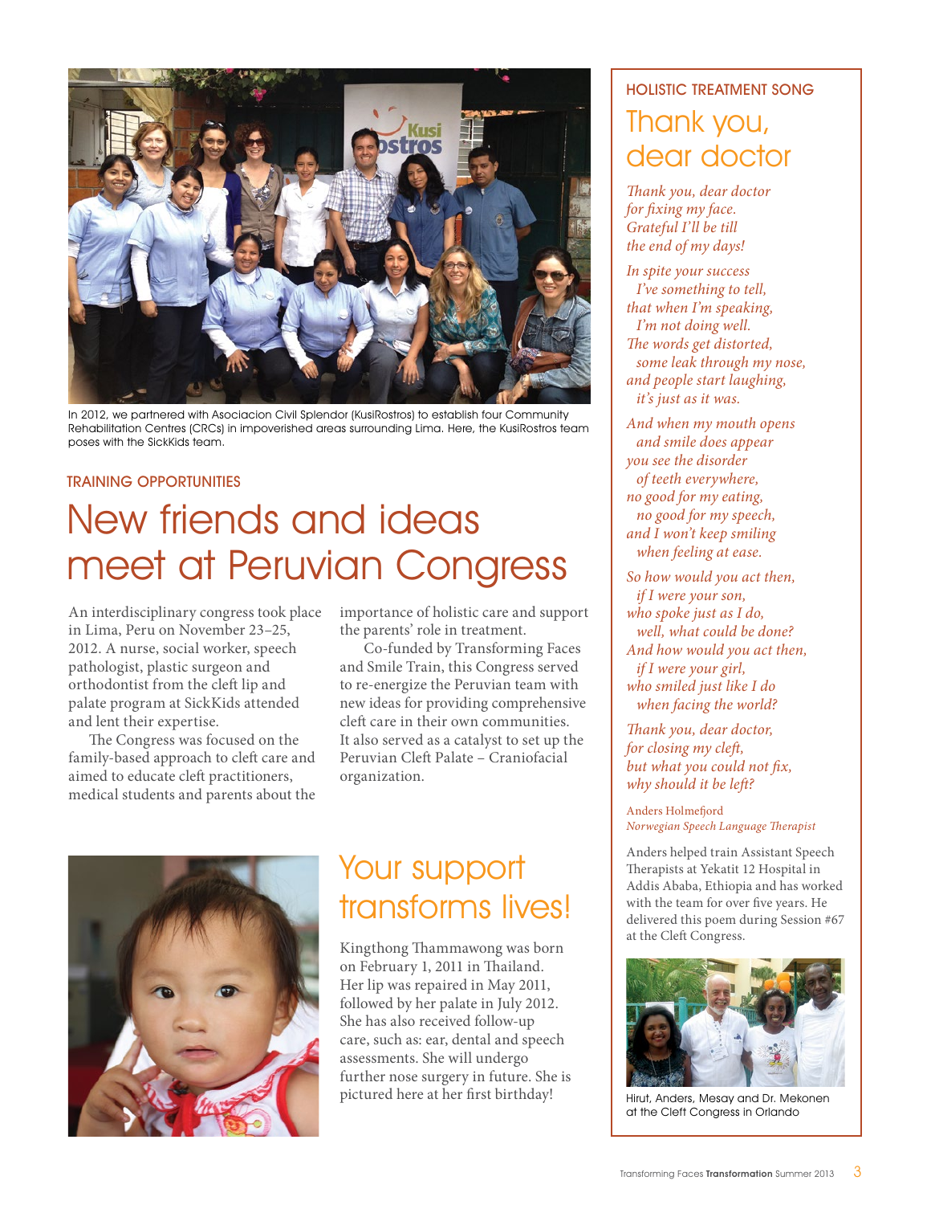In 2012, we partnered with Asociacion Civil Splendor (KusiRostros) to establish four Community Rehabilitation Centres (CRCs) in impoverished areas surrounding Lima. Here, the KusiRostros team poses with the SickKids team.

TRAINING OPPORTUNITIES

# New friends and ideas meet at Peruvian Congress

An interdisciplinary congress took place in Lima, Peru on November 23–25, 2012. A nurse, social worker, speech pathologist, plastic surgeon and orthodontist from the cleft lip and palate program at SickKids attended and lent their expertise.

The Congress was focused on the family-based approach to cleft care and aimed to educate cleft practitioners, medical students and parents about the importance of holistic care and support the parents' role in treatment.

Co-funded by Transforming Faces and Smile Train, this Congress served to re-energize the Peruvian team with new ideas for providing comprehensive cleft care in their own communities. It also served as a catalyst to set up the Peruvian Cleft Palate – Craniofacial organization.

# Your support transforms lives!

Kingthong Thammawong was born on February 1, 2011 in Thailand. Her lip was repaired in May 2011, followed by her palate in July 2012. She has also received follow-up care, such as: ear, dental and speech assessments. She will undergo further nose surgery in future. She is pictured here at her first birthday!

HOLISTIC TREATMENT SONG

# Thank you, dear doctor

*Thank you, dear doctor*
*for fixing my face.*
*Grateful I'll be till*
*the end of my days!*

*In spite your success*
*I've something to tell,*
*that when I'm speaking,*
*I'm not doing well.*
*The words get distorted,*
*some leak through my nose,*
*and people start laughing,*
*it's just as it was.*

*And when my mouth opens*
*and smile does appear*
*you see the disorder*
*of teeth everywhere,*
*no good for my eating,*
*no good for my speech,*
*and I won't keep smiling*
*when feeling at ease.*

*So how would you act then,*
*if I were your son,*
*who spoke just as I do,*
*well, what could be done?*
*And how would you act then,*
*if I were your girl,*
*who smiled just like I do*
*when facing the world?*

*Thank you, dear doctor,*
*for closing my cleft,*
*but what you could not fix,*
*why should it be left?*

Anders Holmefjord
*Norwegian Speech Language Therapist*

Anders helped train Assistant Speech Therapists at Yekatit 12 Hospital in Addis Ababa, Ethiopia and has worked with the team for over five years. He delivered this poem during Session #67 at the Cleft Congress.

Hirut, Anders, Mesay and Dr. Mekonen at the Cleft Congress in Orlando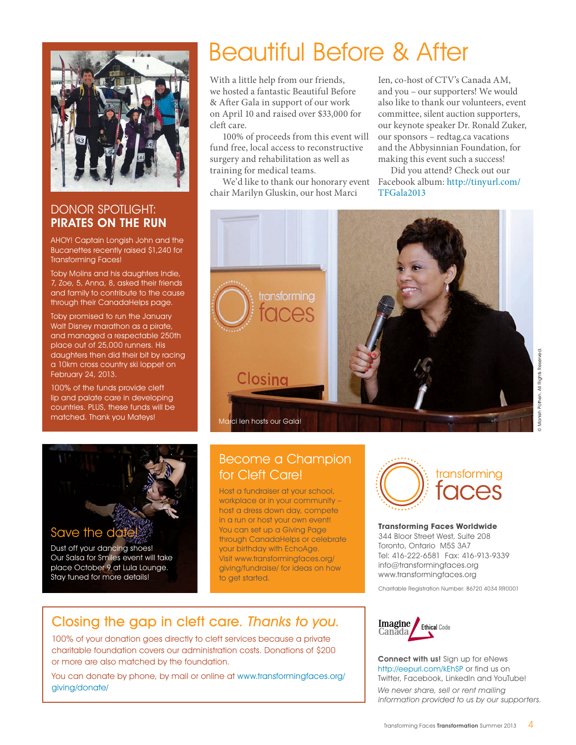## DONOR SPOTLIGHT: **PIRATES ON THE RUN**

AHOY! Captain Longish John and the Bucanettes recently raised $1,240 for Transforming Faces!

Toby Molins and his daughters Indie, 7, Zoe, 5, Anna, 8, asked their friends and family to contribute to the cause through their CanadaHelps page.

Toby promised to run the January Walt Disney marathon as a pirate, and managed a respectable 250th place out of 25,000 runners. His daughters then did their bit by racing a 10km cross country ski loppet on February 24, 2013.

100% of the funds provide cleft lip and palate care in developing countries. PLUS, these funds will be matched. Thank you Mateys!

# Beautiful Before & After

With a little help from our friends, we hosted a fantastic Beautiful Before & After Gala in support of our work on April 10 and raised over $33,000 for cleft care.

100% of proceeds from this event will fund free, local access to reconstructive surgery and rehabilitation as well as training for medical teams.

We'd like to thank our honorary event chair Marilyn Gluskin, our host Marci Ien, co-host of CTV's Canada AM, and you – our supporters! We would also like to thank our volunteers, event committee, silent auction supporters, our keynote speaker Dr. Ronald Zuker, our sponsors – redtag.ca vacations and the Abbysinnian Foundation, for making this event such a success!

Did you attend? Check out our Facebook album: http://tinyurl.com/TFGala2013

Marci Ien hosts our Gala!

© Manish Pothen. All Rights Reserved.

## Save the date!

Dust off your dancing shoes! Our Salsa for Smiles event will take place October 9 at Lula Lounge. Stay tuned for more details!

## Become a Champion for Cleft Care!

Host a fundraiser at your school, workplace or in your community – host a dress down day, compete in a run or host your own event! You can set up a Giving Page through CanadaHelps or celebrate your birthday with EchoAge. Visit www.transformingfaces.org/giving/fundraise/ for ideas on how to get started.

**Transforming Faces Worldwide**
344 Bloor Street West, Suite 208
Toronto, Ontario M5S 3A7
Tel: 416-222-6581 Fax: 416-913-9339
info@transformingfaces.org
www.transformingfaces.org

Charitable Registration Number: 86720 4034 RR0001

## Closing the gap in cleft care. *Thanks to you.*

100% of your donation goes directly to cleft services because a private charitable foundation covers our administration costs. Donations of $200 or more are also matched by the foundation.

You can donate by phone, by mail or online at www.transformingfaces.org/giving/donate/

Imagine Canada Ethical Code

**Connect with us!** Sign up for eNews http://eepurl.com/kEhSP or find us on Twitter, Facebook, LinkedIn and YouTube!

*We never share, sell or rent mailing information provided to us by our supporters.*